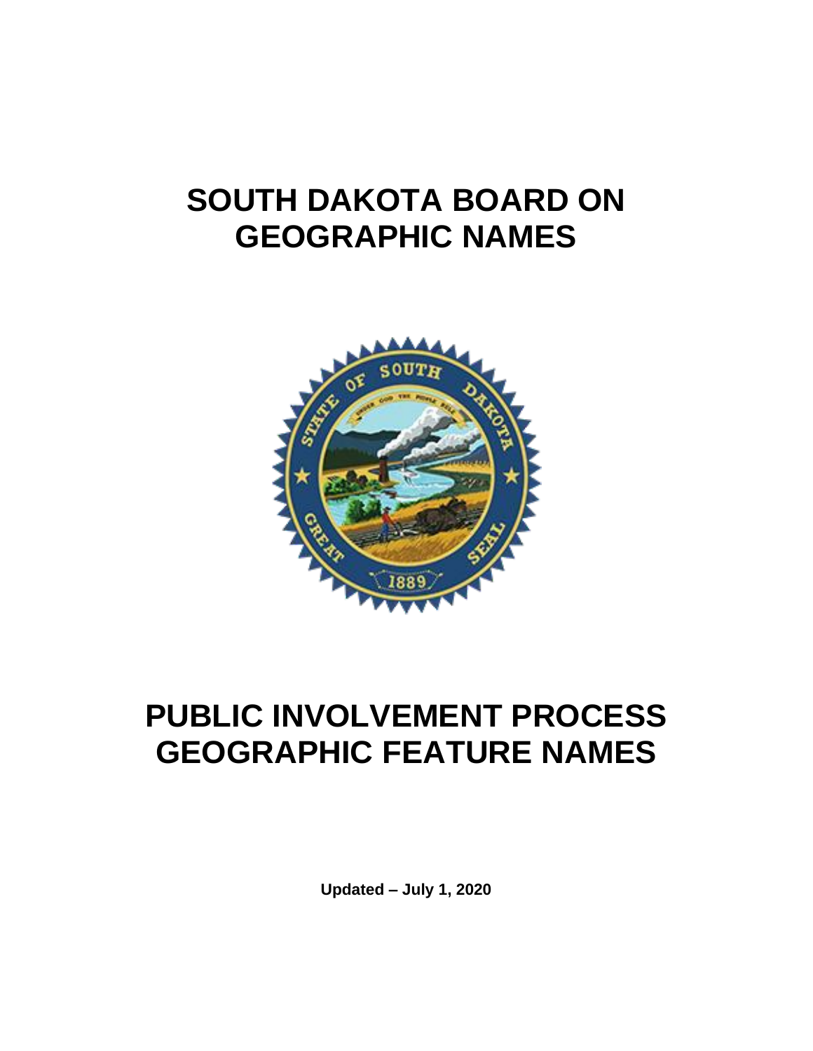# SOUTH DAKOTA BOARD ON GEOGRAPHIC NAMES

# PUBLIC INVOLVEMENT PROCESS GEOGRAPHIC FEATURE NAMES

**Updated – July 1, 2020**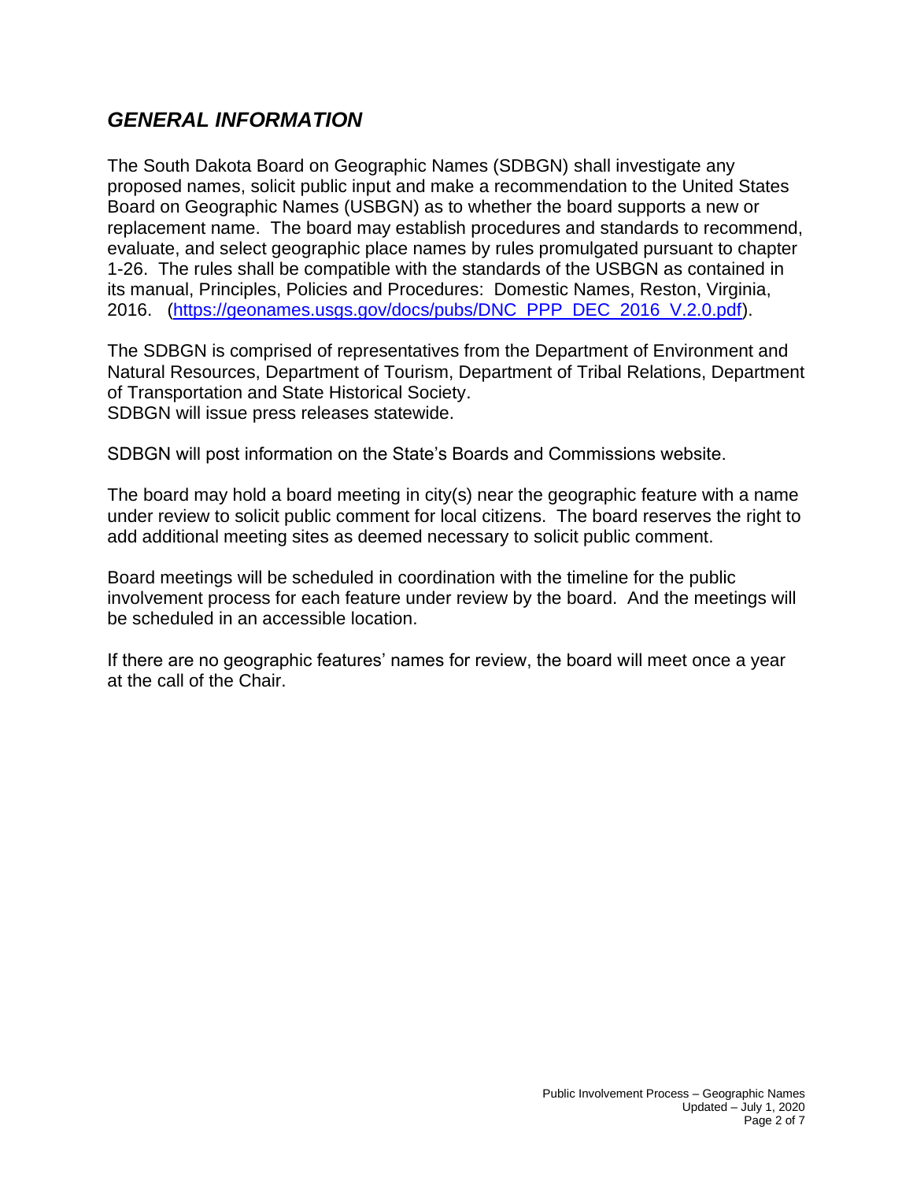## *GENERAL INFORMATION*

The South Dakota Board on Geographic Names (SDBGN) shall investigate any proposed names, solicit public input and make a recommendation to the United States Board on Geographic Names (USBGN) as to whether the board supports a new or replacement name. The board may establish procedures and standards to recommend, evaluate, and select geographic place names by rules promulgated pursuant to chapter 1-26. The rules shall be compatible with the standards of the USBGN as contained in its manual, Principles, Policies and Procedures: Domestic Names, Reston, Virginia, 2016. (https://geonames.usgs.gov/docs/pubs/DNC_PPP_DEC_2016_V.2.0.pdf).

The SDBGN is comprised of representatives from the Department of Environment and Natural Resources, Department of Tourism, Department of Tribal Relations, Department of Transportation and State Historical Society.
SDBGN will issue press releases statewide.

SDBGN will post information on the State's Boards and Commissions website.

The board may hold a board meeting in city(s) near the geographic feature with a name under review to solicit public comment for local citizens. The board reserves the right to add additional meeting sites as deemed necessary to solicit public comment.

Board meetings will be scheduled in coordination with the timeline for the public involvement process for each feature under review by the board. And the meetings will be scheduled in an accessible location.

If there are no geographic features' names for review, the board will meet once a year at the call of the Chair.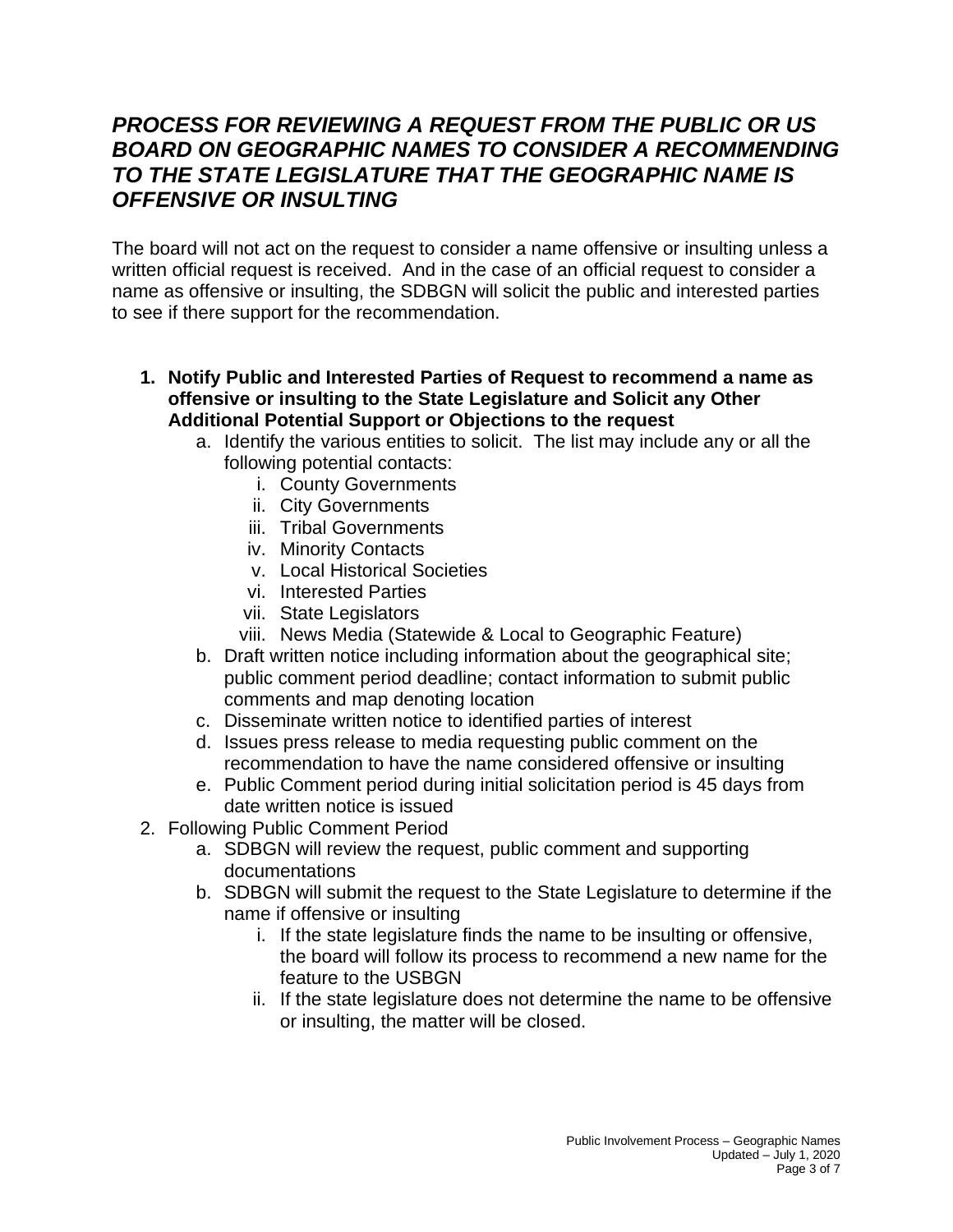## *PROCESS FOR REVIEWING A REQUEST FROM THE PUBLIC OR US BOARD ON GEOGRAPHIC NAMES TO CONSIDER A RECOMMENDING TO THE STATE LEGISLATURE THAT THE GEOGRAPHIC NAME IS OFFENSIVE OR INSULTING*

The board will not act on the request to consider a name offensive or insulting unless a written official request is received. And in the case of an official request to consider a name as offensive or insulting, the SDBGN will solicit the public and interested parties to see if there support for the recommendation.

1. **Notify Public and Interested Parties of Request to recommend a name as offensive or insulting to the State Legislature and Solicit any Other Additional Potential Support or Objections to the request**
   a. Identify the various entities to solicit. The list may include any or all the following potential contacts:
      i. County Governments
      ii. City Governments
      iii. Tribal Governments
      iv. Minority Contacts
      v. Local Historical Societies
      vi. Interested Parties
      vii. State Legislators
      viii. News Media (Statewide & Local to Geographic Feature)
   b. Draft written notice including information about the geographical site; public comment period deadline; contact information to submit public comments and map denoting location
   c. Disseminate written notice to identified parties of interest
   d. Issues press release to media requesting public comment on the recommendation to have the name considered offensive or insulting
   e. Public Comment period during initial solicitation period is 45 days from date written notice is issued
2. Following Public Comment Period
   a. SDBGN will review the request, public comment and supporting documentations
   b. SDBGN will submit the request to the State Legislature to determine if the name if offensive or insulting
      i. If the state legislature finds the name to be insulting or offensive, the board will follow its process to recommend a new name for the feature to the USBGN
      ii. If the state legislature does not determine the name to be offensive or insulting, the matter will be closed.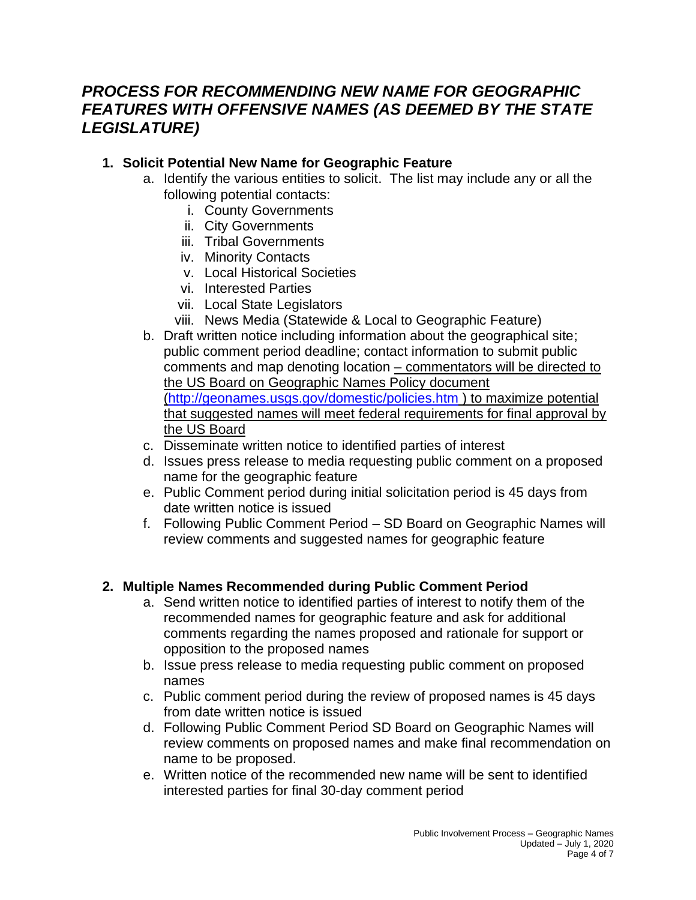## *PROCESS FOR RECOMMENDING NEW NAME FOR GEOGRAPHIC FEATURES WITH OFFENSIVE NAMES (AS DEEMED BY THE STATE LEGISLATURE)*

1. **Solicit Potential New Name for Geographic Feature**
    a. Identify the various entities to solicit. The list may include any or all the following potential contacts:
        i. County Governments
        ii. City Governments
        iii. Tribal Governments
        iv. Minority Contacts
        v. Local Historical Societies
        vi. Interested Parties
        vii. Local State Legislators
        viii. News Media (Statewide & Local to Geographic Feature)
    b. Draft written notice including information about the geographical site; public comment period deadline; contact information to submit public comments and map denoting location <u>– commentators will be directed to the US Board on Geographic Names Policy document (http://geonames.usgs.gov/domestic/policies.htm ) to maximize potential that suggested names will meet federal requirements for final approval by the US Board</u>
    c. Disseminate written notice to identified parties of interest
    d. Issues press release to media requesting public comment on a proposed name for the geographic feature
    e. Public Comment period during initial solicitation period is 45 days from date written notice is issued
    f. Following Public Comment Period – SD Board on Geographic Names will review comments and suggested names for geographic feature

2. **Multiple Names Recommended during Public Comment Period**
    a. Send written notice to identified parties of interest to notify them of the recommended names for geographic feature and ask for additional comments regarding the names proposed and rationale for support or opposition to the proposed names
    b. Issue press release to media requesting public comment on proposed names
    c. Public comment period during the review of proposed names is 45 days from date written notice is issued
    d. Following Public Comment Period SD Board on Geographic Names will review comments on proposed names and make final recommendation on name to be proposed.
    e. Written notice of the recommended new name will be sent to identified interested parties for final 30-day comment period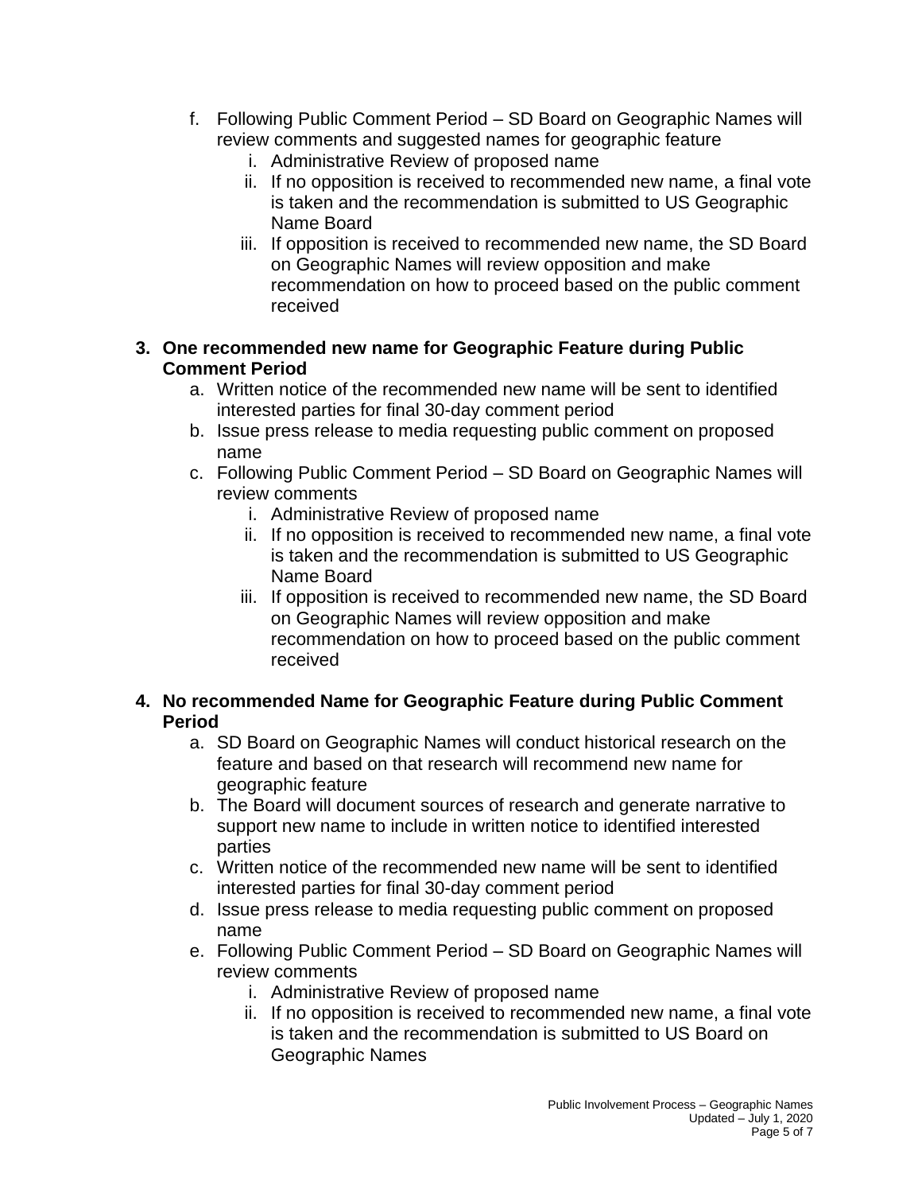f. Following Public Comment Period – SD Board on Geographic Names will review comments and suggested names for geographic feature
      i. Administrative Review of proposed name
      ii. If no opposition is received to recommended new name, a final vote is taken and the recommendation is submitted to US Geographic Name Board
      iii. If opposition is received to recommended new name, the SD Board on Geographic Names will review opposition and make recommendation on how to proceed based on the public comment received

3. **One recommended new name for Geographic Feature during Public Comment Period**
   a. Written notice of the recommended new name will be sent to identified interested parties for final 30-day comment period
   b. Issue press release to media requesting public comment on proposed name
   c. Following Public Comment Period – SD Board on Geographic Names will review comments
      i. Administrative Review of proposed name
      ii. If no opposition is received to recommended new name, a final vote is taken and the recommendation is submitted to US Geographic Name Board
      iii. If opposition is received to recommended new name, the SD Board on Geographic Names will review opposition and make recommendation on how to proceed based on the public comment received

4. **No recommended Name for Geographic Feature during Public Comment Period**
   a. SD Board on Geographic Names will conduct historical research on the feature and based on that research will recommend new name for geographic feature
   b. The Board will document sources of research and generate narrative to support new name to include in written notice to identified interested parties
   c. Written notice of the recommended new name will be sent to identified interested parties for final 30-day comment period
   d. Issue press release to media requesting public comment on proposed name
   e. Following Public Comment Period – SD Board on Geographic Names will review comments
      i. Administrative Review of proposed name
      ii. If no opposition is received to recommended new name, a final vote is taken and the recommendation is submitted to US Board on Geographic Names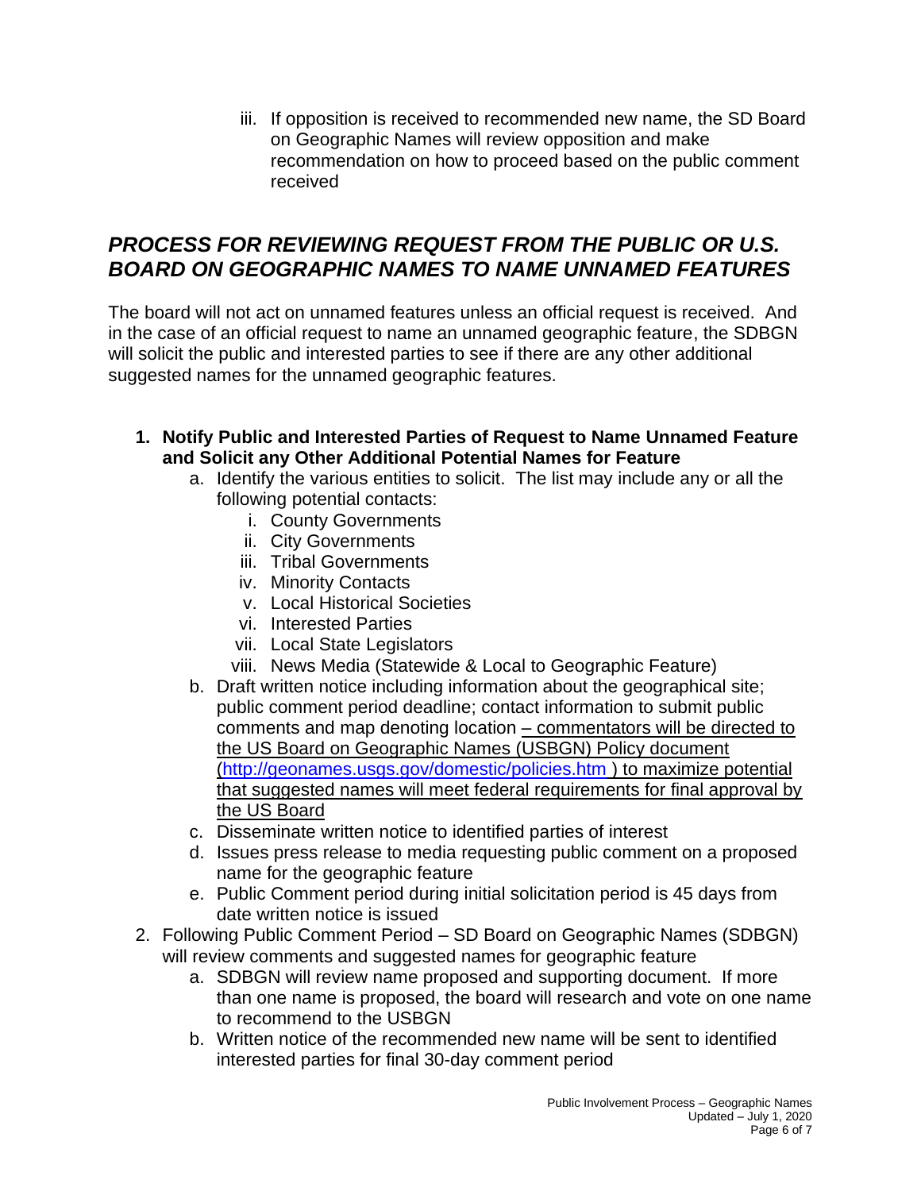iii. If opposition is received to recommended new name, the SD Board on Geographic Names will review opposition and make recommendation on how to proceed based on the public comment received

## *PROCESS FOR REVIEWING REQUEST FROM THE PUBLIC OR U.S. BOARD ON GEOGRAPHIC NAMES TO NAME UNNAMED FEATURES*

The board will not act on unnamed features unless an official request is received. And in the case of an official request to name an unnamed geographic feature, the SDBGN will solicit the public and interested parties to see if there are any other additional suggested names for the unnamed geographic features.

1. **Notify Public and Interested Parties of Request to Name Unnamed Feature and Solicit any Other Additional Potential Names for Feature**
   a. Identify the various entities to solicit. The list may include any or all the following potential contacts:
      i. County Governments
      ii. City Governments
      iii. Tribal Governments
      iv. Minority Contacts
      v. Local Historical Societies
      vi. Interested Parties
      vii. Local State Legislators
      viii. News Media (Statewide & Local to Geographic Feature)
   b. Draft written notice including information about the geographical site; public comment period deadline; contact information to submit public comments and map denoting location <u>– commentators will be directed to the US Board on Geographic Names (USBGN) Policy document (http://geonames.usgs.gov/domestic/policies.htm ) to maximize potential that suggested names will meet federal requirements for final approval by the US Board</u>
   c. Disseminate written notice to identified parties of interest
   d. Issues press release to media requesting public comment on a proposed name for the geographic feature
   e. Public Comment period during initial solicitation period is 45 days from date written notice is issued
2. Following Public Comment Period – SD Board on Geographic Names (SDBGN) will review comments and suggested names for geographic feature
   a. SDBGN will review name proposed and supporting document. If more than one name is proposed, the board will research and vote on one name to recommend to the USBGN
   b. Written notice of the recommended new name will be sent to identified interested parties for final 30-day comment period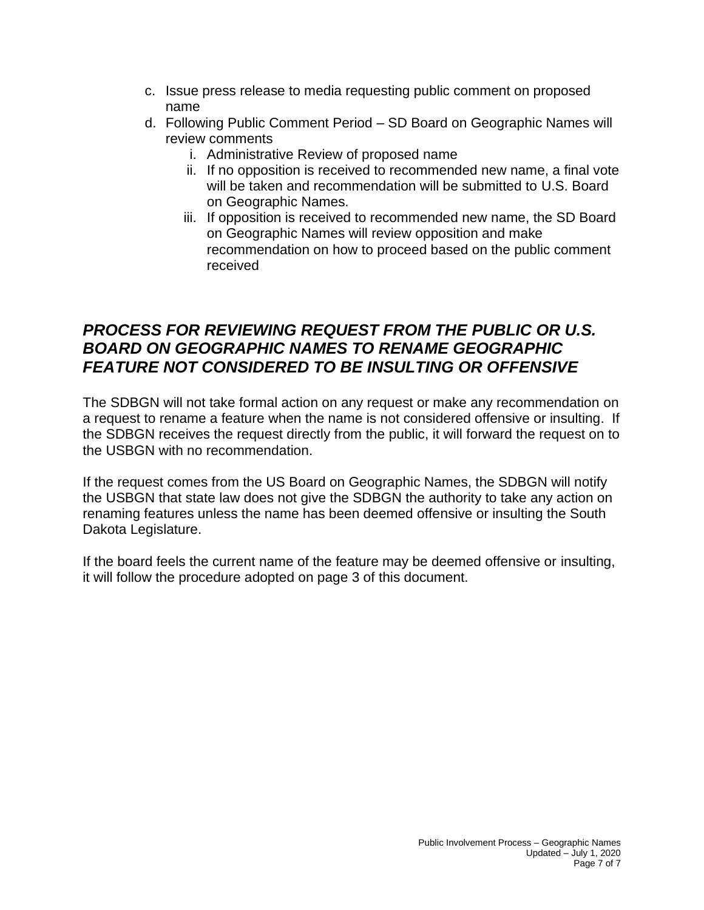c. Issue press release to media requesting public comment on proposed name
d. Following Public Comment Period – SD Board on Geographic Names will review comments
    i. Administrative Review of proposed name
    ii. If no opposition is received to recommended new name, a final vote will be taken and recommendation will be submitted to U.S. Board on Geographic Names.
    iii. If opposition is received to recommended new name, the SD Board on Geographic Names will review opposition and make recommendation on how to proceed based on the public comment received

## *PROCESS FOR REVIEWING REQUEST FROM THE PUBLIC OR U.S. BOARD ON GEOGRAPHIC NAMES TO RENAME GEOGRAPHIC FEATURE NOT CONSIDERED TO BE INSULTING OR OFFENSIVE*

The SDBGN will not take formal action on any request or make any recommendation on a request to rename a feature when the name is not considered offensive or insulting. If the SDBGN receives the request directly from the public, it will forward the request on to the USBGN with no recommendation.

If the request comes from the US Board on Geographic Names, the SDBGN will notify the USBGN that state law does not give the SDBGN the authority to take any action on renaming features unless the name has been deemed offensive or insulting the South Dakota Legislature.

If the board feels the current name of the feature may be deemed offensive or insulting, it will follow the procedure adopted on page 3 of this document.